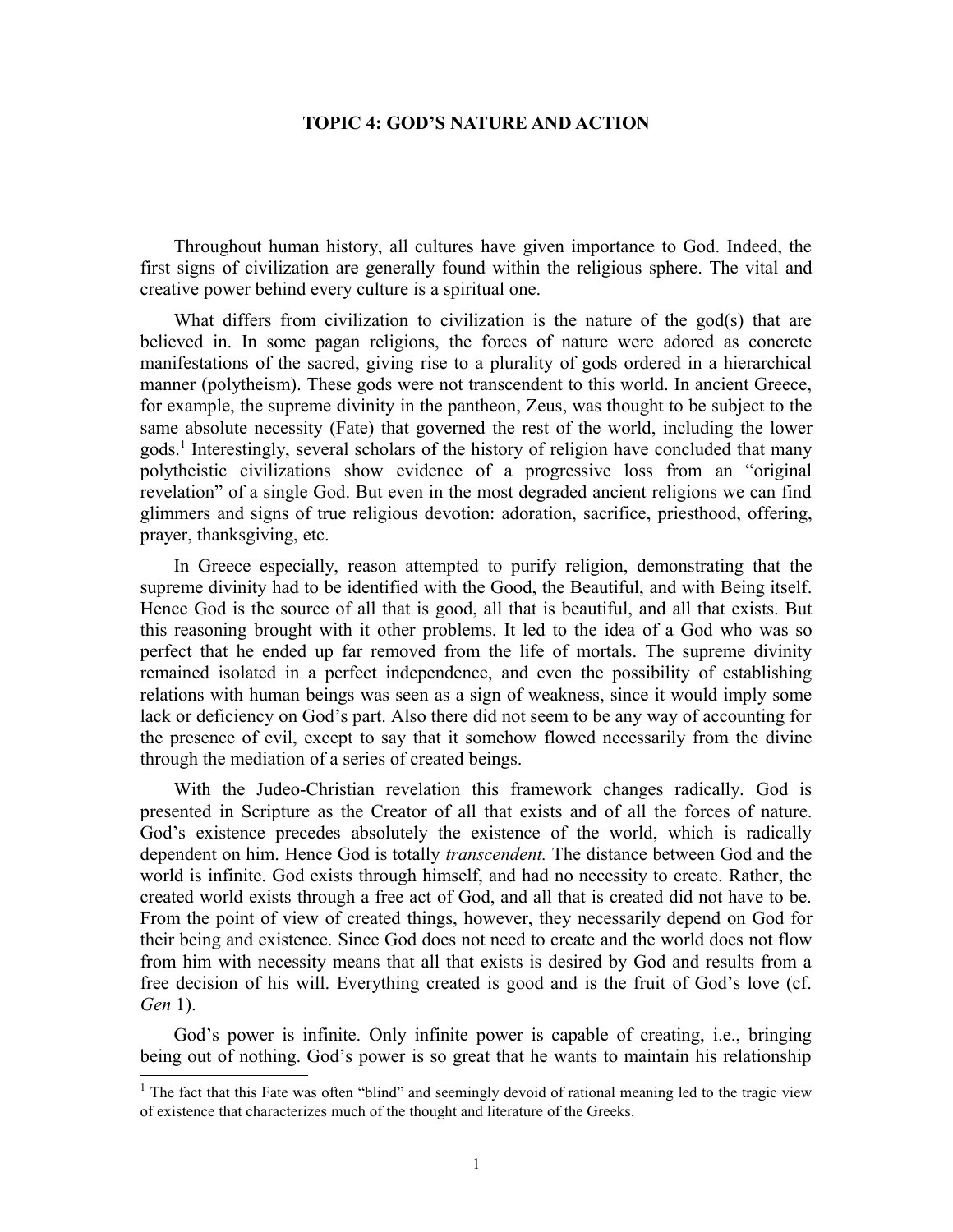# TOPIC 4: GOD'S NATURE AND ACTION

Throughout human history, all cultures have given importance to God. Indeed, the first signs of civilization are generally found within the religious sphere. The vital and creative power behind every culture is a spiritual one.

What differs from civilization to civilization is the nature of the god(s) that are believed in. In some pagan religions, the forces of nature were adored as concrete manifestations of the sacred, giving rise to a plurality of gods ordered in a hierarchical manner (polytheism). These gods were not transcendent to this world. In ancient Greece, for example, the supreme divinity in the pantheon, Zeus, was thought to be subject to the same absolute necessity (Fate) that governed the rest of the world, including the lower gods.[1] Interestingly, several scholars of the history of religion have concluded that many polytheistic civilizations show evidence of a progressive loss from an "original revelation" of a single God. But even in the most degraded ancient religions we can find glimmers and signs of true religious devotion: adoration, sacrifice, priesthood, offering, prayer, thanksgiving, etc.

In Greece especially, reason attempted to purify religion, demonstrating that the supreme divinity had to be identified with the Good, the Beautiful, and with Being itself. Hence God is the source of all that is good, all that is beautiful, and all that exists. But this reasoning brought with it other problems. It led to the idea of a God who was so perfect that he ended up far removed from the life of mortals. The supreme divinity remained isolated in a perfect independence, and even the possibility of establishing relations with human beings was seen as a sign of weakness, since it would imply some lack or deficiency on God's part. Also there did not seem to be any way of accounting for the presence of evil, except to say that it somehow flowed necessarily from the divine through the mediation of a series of created beings.

With the Judeo-Christian revelation this framework changes radically. God is presented in Scripture as the Creator of all that exists and of all the forces of nature. God's existence precedes absolutely the existence of the world, which is radically dependent on him. Hence God is totally *transcendent.* The distance between God and the world is infinite. God exists through himself, and had no necessity to create. Rather, the created world exists through a free act of God, and all that is created did not have to be. From the point of view of created things, however, they necessarily depend on God for their being and existence. Since God does not need to create and the world does not flow from him with necessity means that all that exists is desired by God and results from a free decision of his will. Everything created is good and is the fruit of God's love (cf. *Gen* 1).

God's power is infinite. Only infinite power is capable of creating, i.e., bringing being out of nothing. God's power is so great that he wants to maintain his relationship

---

[1] The fact that this Fate was often "blind" and seemingly devoid of rational meaning led to the tragic view of existence that characterizes much of the thought and literature of the Greeks.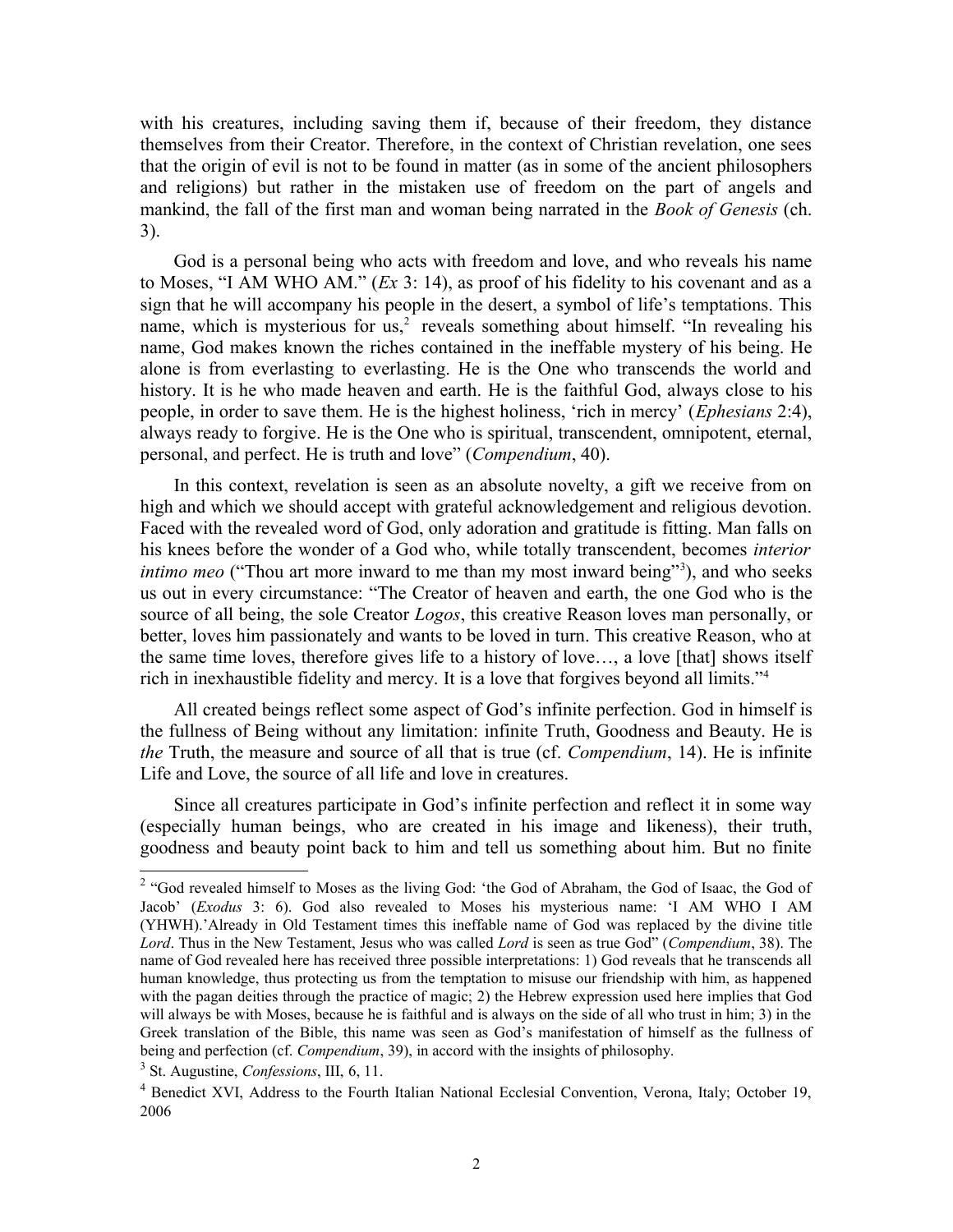with his creatures, including saving them if, because of their freedom, they distance themselves from their Creator. Therefore, in the context of Christian revelation, one sees that the origin of evil is not to be found in matter (as in some of the ancient philosophers and religions) but rather in the mistaken use of freedom on the part of angels and mankind, the fall of the first man and woman being narrated in the *Book of Genesis* (ch. 3).

God is a personal being who acts with freedom and love, and who reveals his name to Moses, "I AM WHO AM." (*Ex* 3: 14), as proof of his fidelity to his covenant and as a sign that he will accompany his people in the desert, a symbol of life's temptations. This name, which is mysterious for us,[2] reveals something about himself. "In revealing his name, God makes known the riches contained in the ineffable mystery of his being. He alone is from everlasting to everlasting. He is the One who transcends the world and history. It is he who made heaven and earth. He is the faithful God, always close to his people, in order to save them. He is the highest holiness, 'rich in mercy' (*Ephesians* 2:4), always ready to forgive. He is the One who is spiritual, transcendent, omnipotent, eternal, personal, and perfect. He is truth and love" (*Compendium*, 40).

In this context, revelation is seen as an absolute novelty, a gift we receive from on high and which we should accept with grateful acknowledgement and religious devotion. Faced with the revealed word of God, only adoration and gratitude is fitting. Man falls on his knees before the wonder of a God who, while totally transcendent, becomes *interior intimo meo* ("Thou art more inward to me than my most inward being"[3]), and who seeks us out in every circumstance: "The Creator of heaven and earth, the one God who is the source of all being, the sole Creator *Logos*, this creative Reason loves man personally, or better, loves him passionately and wants to be loved in turn. This creative Reason, who at the same time loves, therefore gives life to a history of love…, a love [that] shows itself rich in inexhaustible fidelity and mercy. It is a love that forgives beyond all limits."[4]

All created beings reflect some aspect of God's infinite perfection. God in himself is the fullness of Being without any limitation: infinite Truth, Goodness and Beauty. He is *the* Truth, the measure and source of all that is true (cf. *Compendium*, 14). He is infinite Life and Love, the source of all life and love in creatures.

Since all creatures participate in God's infinite perfection and reflect it in some way (especially human beings, who are created in his image and likeness), their truth, goodness and beauty point back to him and tell us something about him. But no finite

---

[2] "God revealed himself to Moses as the living God: 'the God of Abraham, the God of Isaac, the God of Jacob' (*Exodus* 3: 6). God also revealed to Moses his mysterious name: 'I AM WHO I AM (YHWH).'Already in Old Testament times this ineffable name of God was replaced by the divine title *Lord*. Thus in the New Testament, Jesus who was called *Lord* is seen as true God" (*Compendium*, 38). The name of God revealed here has received three possible interpretations: 1) God reveals that he transcends all human knowledge, thus protecting us from the temptation to misuse our friendship with him, as happened with the pagan deities through the practice of magic; 2) the Hebrew expression used here implies that God will always be with Moses, because he is faithful and is always on the side of all who trust in him; 3) in the Greek translation of the Bible, this name was seen as God's manifestation of himself as the fullness of being and perfection (cf. *Compendium*, 39), in accord with the insights of philosophy.

[3] St. Augustine, *Confessions*, III, 6, 11.

[4] Benedict XVI, Address to the Fourth Italian National Ecclesial Convention, Verona, Italy; October 19, 2006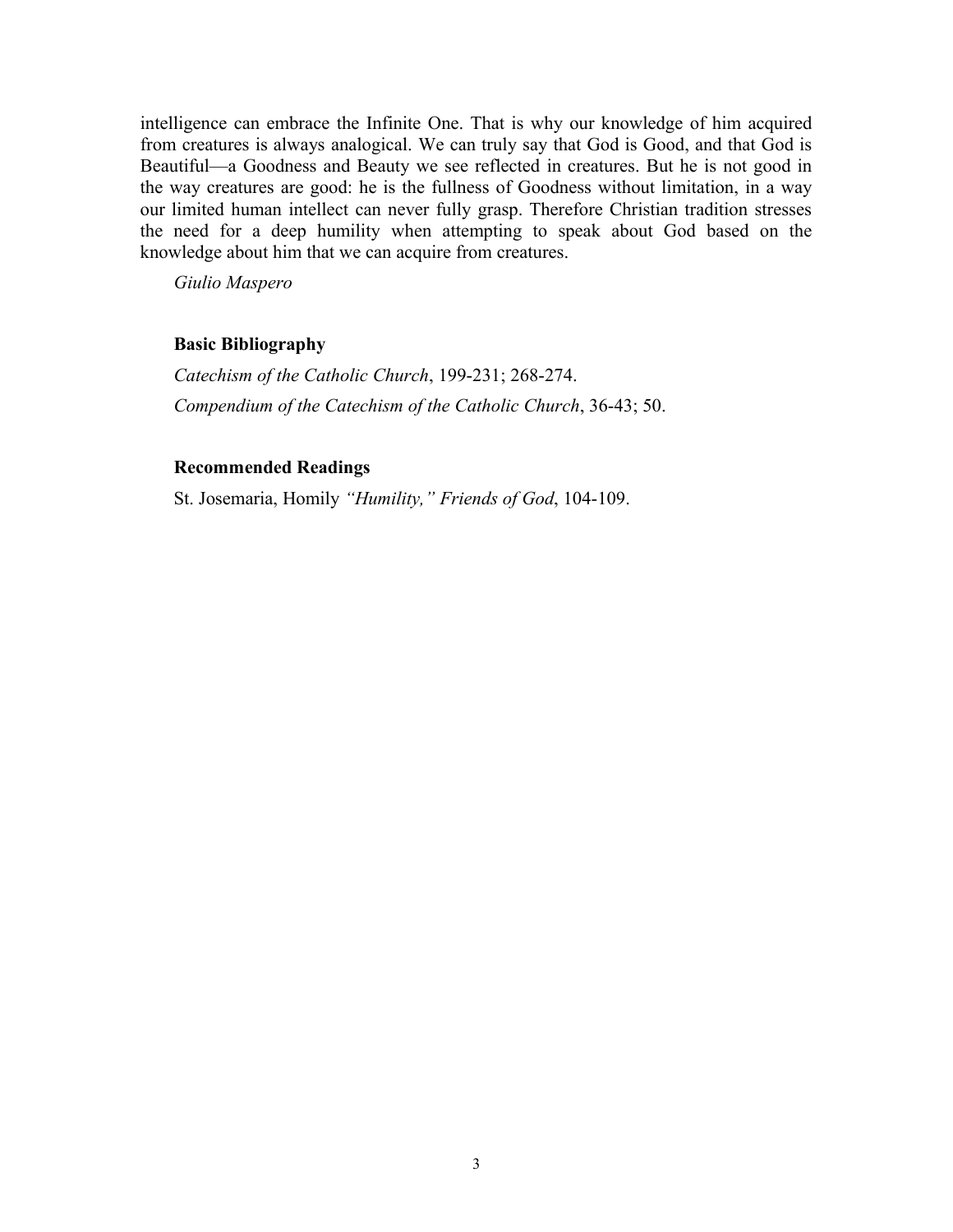intelligence can embrace the Infinite One. That is why our knowledge of him acquired from creatures is always analogical. We can truly say that God is Good, and that God is Beautiful—a Goodness and Beauty we see reflected in creatures. But he is not good in the way creatures are good: he is the fullness of Goodness without limitation, in a way our limited human intellect can never fully grasp. Therefore Christian tradition stresses the need for a deep humility when attempting to speak about God based on the knowledge about him that we can acquire from creatures.

*Giulio Maspero*

**Basic Bibliography**

*Catechism of the Catholic Church*, 199-231; 268-274.

*Compendium of the Catechism of the Catholic Church*, 36-43; 50.

**Recommended Readings**

St. Josemaria, Homily *"Humility," Friends of God*, 104-109.